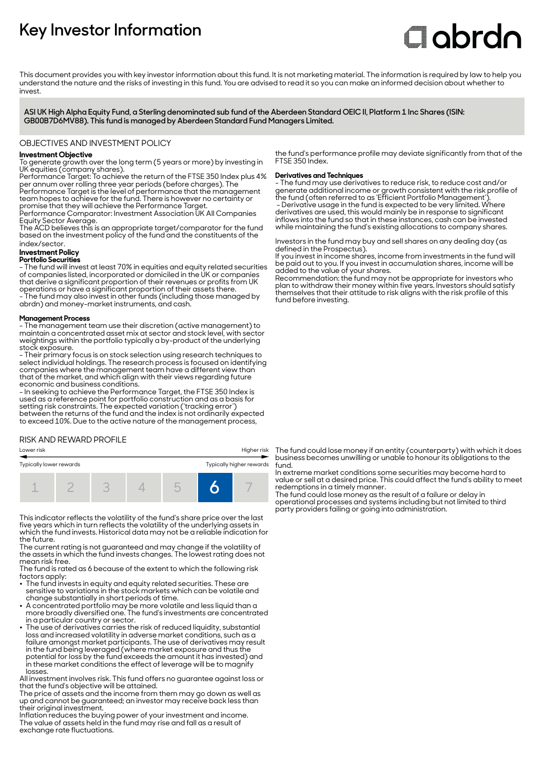# Key Investor Information

This document provides you with key investor information about this fund. It is not marketing material. The information is required by law to help you understand the nature and the risks of investing in this fund. You are advised to read it so you can make an informed decision about whether to invest.

**ASI UK High Alpha Equity Fund, a Sterling denominated sub fund of the Aberdeen Standard OEIC II, Platform 1 Inc Shares (ISIN: GB00B7D6MV88). This fund is managed by Aberdeen Standard Fund Managers Limited.**

## OBJECTIVES AND INVESTMENT POLICY

**Investment Objective**

To generate growth over the long term (5 years or more) by investing in UK equities (company shares).

Performance Target: To achieve the return of the FTSE 350 Index plus 4% per annum over rolling three year periods (before charges). The Performance Target is the level of performance that the management team hopes to achieve for the fund. There is however no certainty or promise that they will achieve the Performance Target.

Performance Comparator: Investment Association UK All Companies Equity Sector Average.

The ACD believes this is an appropriate target/comparator for the fund based on the investment policy of the fund and the constituents of the index/sector.

**Investment Policy**

**Portfolio Securities**

- The fund will invest at least 70% in equities and equity related securities of companies listed, incorporated or domiciled in the UK or companies that derive a significant proportion of their revenues or profits from UK operations or have a significant proportion of their assets there.
- The fund may also invest in other funds (including those managed by abrdn) and money-market instruments, and cash.

**Management Process**

- The management team use their discretion (active management) to maintain a concentrated asset mix at sector and stock level, with sector weightings within the portfolio typically a by-product of the underlying stock exposure.
- Their primary focus is on stock selection using research techniques to select individual holdings. The research process is focused on identifying companies where the management team have a different view than that of the market, and which align with their views regarding future economic and business conditions.
- In seeking to achieve the Performance Target, the FTSE 350 Index is used as a reference point for portfolio construction and as a basis for setting risk constraints. The expected variation ('tracking error') between the returns of the fund and the index is not ordinarily expected to exceed 10%. Due to the active nature of the management process, the fund's performance profile may deviate significantly from that of the FTSE 350 Index.

**Derivatives and Techniques**

- The fund may use derivatives to reduce risk, to reduce cost and/or generate additional income or growth consistent with the risk profile of the fund (often referred to as 'Efficient Portfolio Management').
- Derivative usage in the fund is expected to be very limited. Where derivatives are used, this would mainly be in response to significant inflows into the fund so that in these instances, cash can be invested while maintaining the fund's existing allocations to company shares.

Investors in the fund may buy and sell shares on any dealing day (as defined in the Prospectus).

If you invest in income shares, income from investments in the fund will be paid out to you. If you invest in accumulation shares, income will be added to the value of your shares.

Recommendation: the fund may not be appropriate for investors who plan to withdraw their money within five years. Investors should satisfy themselves that their attitude to risk aligns with the risk profile of this fund before investing.

## RISK AND REWARD PROFILE

| Lower risk | | | | | | Higher risk |
|---|---|---|---|---|---|---|
| Typically lower rewards | | | | | | Typically higher rewards |
| 1 | 2 | 3 | 4 | 5 | **6** | 7 |

This indicator reflects the volatility of the fund's share price over the last five years which in turn reflects the volatility of the underlying assets in which the fund invests. Historical data may not be a reliable indication for the future.

The current rating is not guaranteed and may change if the volatility of the assets in which the fund invests changes. The lowest rating does not mean risk free.

The fund is rated as 6 because of the extent to which the following risk factors apply:

- The fund invests in equity and equity related securities. These are sensitive to variations in the stock markets which can be volatile and change substantially in short periods of time.
- A concentrated portfolio may be more volatile and less liquid than a more broadly diversified one. The fund's investments are concentrated in a particular country or sector.
- The use of derivatives carries the risk of reduced liquidity, substantial loss and increased volatility in adverse market conditions, such as a failure amongst market participants. The use of derivatives may result in the fund being leveraged (where market exposure and thus the potential for loss by the fund exceeds the amount it has invested) and in these market conditions the effect of leverage will be to magnify losses.

All investment involves risk. This fund offers no guarantee against loss or that the fund's objective will be attained.

The price of assets and the income from them may go down as well as up and cannot be guaranteed; an investor may receive back less than their original investment.

Inflation reduces the buying power of your investment and income.

The value of assets held in the fund may rise and fall as a result of exchange rate fluctuations.

The fund could lose money if an entity (counterparty) with which it does business becomes unwilling or unable to honour its obligations to the fund.

In extreme market conditions some securities may become hard to value or sell at a desired price. This could affect the fund's ability to meet redemptions in a timely manner.

The fund could lose money as the result of a failure or delay in operational processes and systems including but not limited to third party providers failing or going into administration.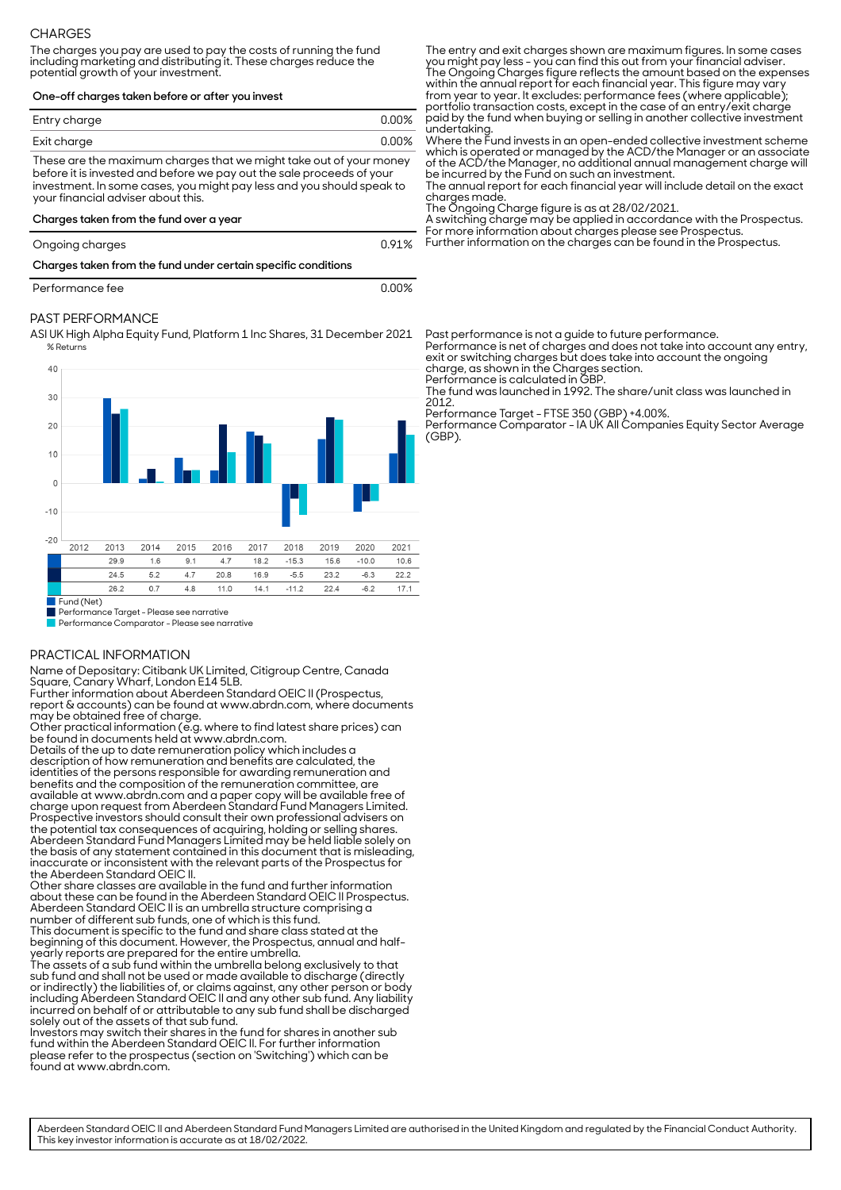## CHARGES

The charges you pay are used to pay the costs of running the fund including marketing and distributing it. These charges reduce the potential growth of your investment.

| One-off charges taken before or after you invest | |
|---|---|
| Entry charge | 0.00% |
| Exit charge | 0.00% |

These are the maximum charges that we might take out of your money before it is invested and before we pay out the sale proceeds of your investment. In some cases, you might pay less and you should speak to your financial adviser about this.

| Charges taken from the fund over a year | |
|---|---|
| Ongoing charges | 0.91% |

| Charges taken from the fund under certain specific conditions | |
|---|---|
| Performance fee | 0.00% |

The entry and exit charges shown are maximum figures. In some cases you might pay less - you can find this out from your financial adviser. The Ongoing Charges figure reflects the amount based on the expenses within the annual report for each financial year. This figure may vary from year to year. It excludes: performance fees (where applicable); portfolio transaction costs, except in the case of an entry/exit charge paid by the fund when buying or selling in another collective investment undertaking.

Where the Fund invests in an open-ended collective investment scheme which is operated or managed by the ACD/the Manager or an associate of the ACD/the Manager, no additional annual management charge will be incurred by the Fund on such an investment.

The annual report for each financial year will include detail on the exact charges made.

The Ongoing Charge figure is as at 28/02/2021.

A switching charge may be applied in accordance with the Prospectus.

For more information about charges please see Prospectus.

Further information on the charges can be found in the Prospectus.

## PAST PERFORMANCE

ASI UK High Alpha Equity Fund, Platform 1 Inc Shares, 31 December 2021

% Returns

40
30
20
10
0
-10
-20

2012 2013 2014 2015 2016 2017 2018 2019 2020 2021

Fund (Net): 29.9 1.6 9.1 4.7 18.2 -15.3 15.6 -10.0 10.6

Performance Target - Please see narrative: 24.5 5.2 4.7 20.8 16.9 -5.5 23.2 -6.3 22.2

Performance Comparator - Please see narrative: 26.2 0.7 4.8 11.0 14.1 -11.2 22.4 -6.2 17.1

Past performance is not a guide to future performance.

Performance is net of charges and does not take into account any entry, exit or switching charges but does take into account the ongoing charge, as shown in the Charges section.

Performance is calculated in GBP.

The fund was launched in 1992. The share/unit class was launched in 2012.

Performance Target - FTSE 350 (GBP) +4.00%.

Performance Comparator - IA UK All Companies Equity Sector Average (GBP).

## PRACTICAL INFORMATION

Name of Depositary: Citibank UK Limited, Citigroup Centre, Canada Square, Canary Wharf, London E14 5LB.

Further information about Aberdeen Standard OEIC II (Prospectus, report & accounts) can be found at www.abrdn.com, where documents may be obtained free of charge.

Other practical information (e.g. where to find latest share prices) can be found in documents held at www.abrdn.com.

Details of the up to date remuneration policy which includes a description of how remuneration and benefits are calculated, the identities of the persons responsible for awarding remuneration and benefits and the composition of the remuneration committee, are available at www.abrdn.com and a paper copy will be available free of charge upon request from Aberdeen Standard Fund Managers Limited.

Prospective investors should consult their own professional advisers on the potential tax consequences of acquiring, holding or selling shares.

Aberdeen Standard Fund Managers Limited may be held liable solely on the basis of any statement contained in this document that is misleading, inaccurate or inconsistent with the relevant parts of the Prospectus for the Aberdeen Standard OEIC II.

Other share classes are available in the fund and further information about these can be found in the Aberdeen Standard OEIC II Prospectus.

Aberdeen Standard OEIC II is an umbrella structure comprising a number of different sub funds, one of which is this fund.

This document is specific to the fund and share class stated at the beginning of this document. However, the Prospectus, annual and half-yearly reports are prepared for the entire umbrella.

The assets of a sub fund within the umbrella belong exclusively to that sub fund and shall not be used or made available to discharge (directly or indirectly) the liabilities of, or claims against, any other person or body including Aberdeen Standard OEIC II and any other sub fund. Any liability incurred on behalf of or attributable to any sub fund shall be discharged solely out of the assets of that sub fund.

Investors may switch their shares in the fund for shares in another sub fund within the Aberdeen Standard OEIC II. For further information please refer to the prospectus (section on 'Switching') which can be found at www.abrdn.com.

Aberdeen Standard OEIC II and Aberdeen Standard Fund Managers Limited are authorised in the United Kingdom and regulated by the Financial Conduct Authority. This key investor information is accurate as at 18/02/2022.